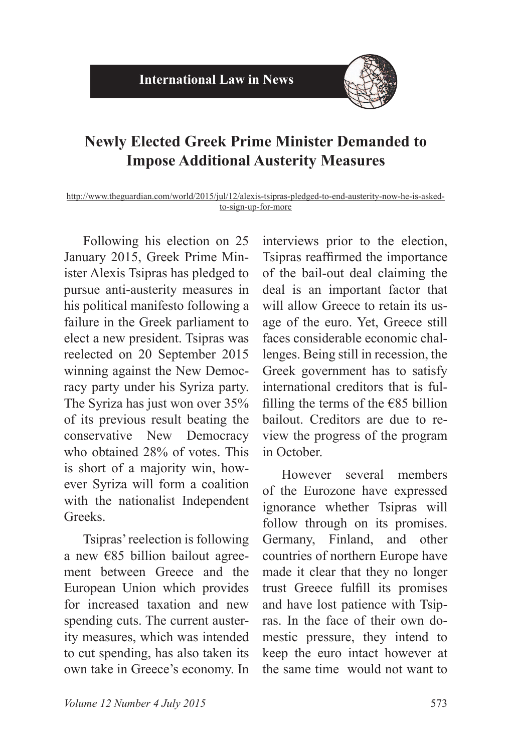International Law in News

# Newly Elected Greek Prime Minister Demanded to Impose Additional Austerity Measures

http://www.theguardian.com/world/2015/jul/12/alexis-tsipras-pledged-to-end-austerity-now-he-is-asked-to-sign-up-for-more

Following his election on 25 January 2015, Greek Prime Minister Alexis Tsipras has pledged to pursue anti-austerity measures in his political manifesto following a failure in the Greek parliament to elect a new president. Tsipras was reelected on 20 September 2015 winning against the New Democracy party under his Syriza party. The Syriza has just won over 35% of its previous result beating the conservative New Democracy who obtained 28% of votes. This is short of a majority win, however Syriza will form a coalition with the nationalist Independent Greeks.

Tsipras' reelection is following a new €85 billion bailout agreement between Greece and the European Union which provides for increased taxation and new spending cuts. The current austerity measures, which was intended to cut spending, has also taken its own take in Greece's economy. In interviews prior to the election, Tsipras reaffirmed the importance of the bail-out deal claiming the deal is an important factor that will allow Greece to retain its usage of the euro. Yet, Greece still faces considerable economic challenges. Being still in recession, the Greek government has to satisfy international creditors that is fulfilling the terms of the €85 billion bailout. Creditors are due to review the progress of the program in October.

However several members of the Eurozone have expressed ignorance whether Tsipras will follow through on its promises. Germany, Finland, and other countries of northern Europe have made it clear that they no longer trust Greece fulfill its promises and have lost patience with Tsipras. In the face of their own domestic pressure, they intend to keep the euro intact however at the same time would not want to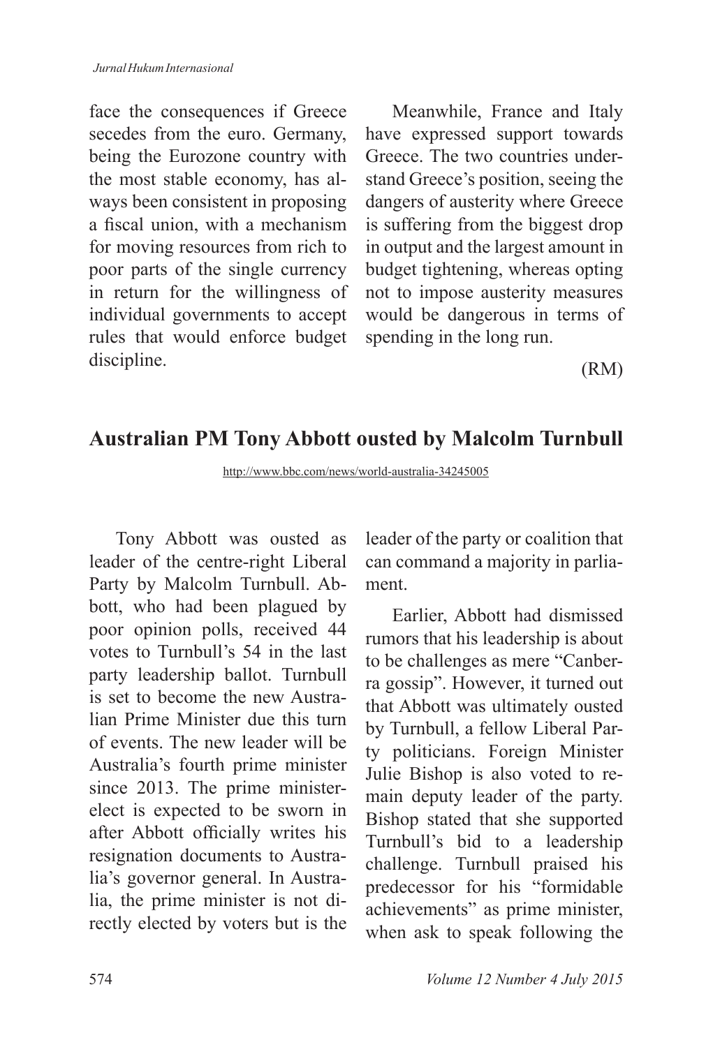face the consequences if Greece secedes from the euro. Germany, being the Eurozone country with the most stable economy, has always been consistent in proposing a fiscal union, with a mechanism for moving resources from rich to poor parts of the single currency in return for the willingness of individual governments to accept rules that would enforce budget discipline.

Meanwhile, France and Italy have expressed support towards Greece. The two countries understand Greece's position, seeing the dangers of austerity where Greece is suffering from the biggest drop in output and the largest amount in budget tightening, whereas opting not to impose austerity measures would be dangerous in terms of spending in the long run.

(RM)

## Australian PM Tony Abbott ousted by Malcolm Turnbull

http://www.bbc.com/news/world-australia-34245005

Tony Abbott was ousted as leader of the centre-right Liberal Party by Malcolm Turnbull. Abbott, who had been plagued by poor opinion polls, received 44 votes to Turnbull's 54 in the last party leadership ballot. Turnbull is set to become the new Australian Prime Minister due this turn of events. The new leader will be Australia's fourth prime minister since 2013. The prime minister-elect is expected to be sworn in after Abbott officially writes his resignation documents to Australia's governor general. In Australia, the prime minister is not directly elected by voters but is the leader of the party or coalition that can command a majority in parliament.

Earlier, Abbott had dismissed rumors that his leadership is about to be challenges as mere "Canberra gossip". However, it turned out that Abbott was ultimately ousted by Turnbull, a fellow Liberal Party politicians. Foreign Minister Julie Bishop is also voted to remain deputy leader of the party. Bishop stated that she supported Turnbull's bid to a leadership challenge. Turnbull praised his predecessor for his "formidable achievements" as prime minister, when ask to speak following the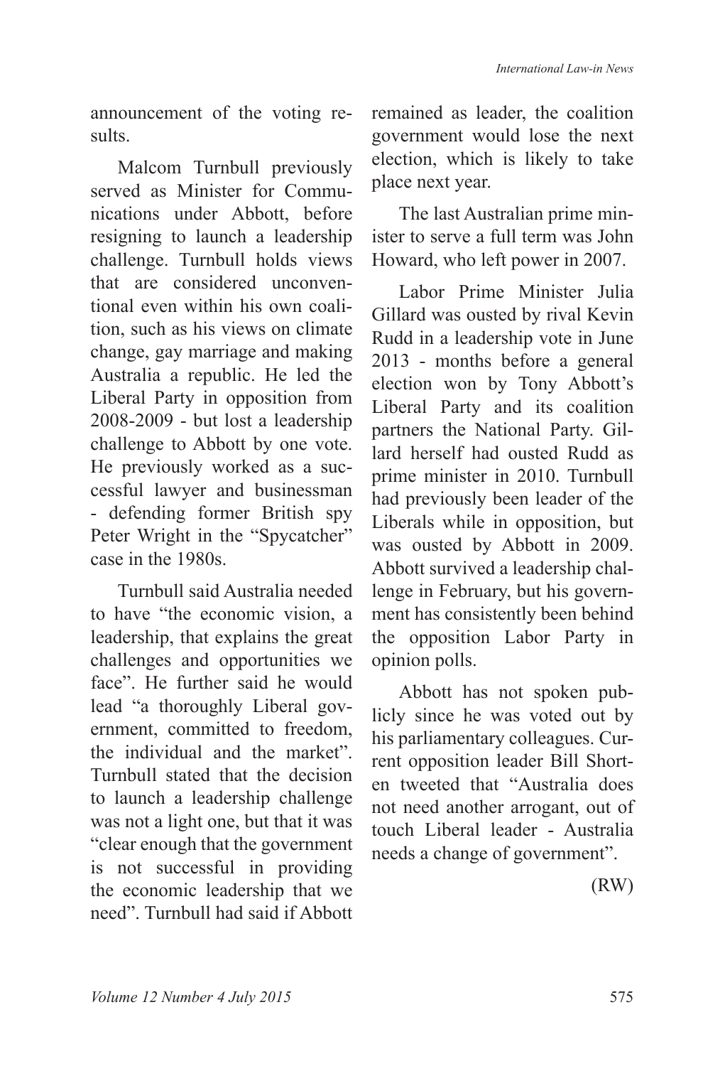announcement of the voting results.

Malcom Turnbull previously served as Minister for Communications under Abbott, before resigning to launch a leadership challenge. Turnbull holds views that are considered unconventional even within his own coalition, such as his views on climate change, gay marriage and making Australia a republic. He led the Liberal Party in opposition from 2008-2009 - but lost a leadership challenge to Abbott by one vote. He previously worked as a successful lawyer and businessman - defending former British spy Peter Wright in the "Spycatcher" case in the 1980s.

Turnbull said Australia needed to have "the economic vision, a leadership, that explains the great challenges and opportunities we face". He further said he would lead "a thoroughly Liberal government, committed to freedom, the individual and the market". Turnbull stated that the decision to launch a leadership challenge was not a light one, but that it was "clear enough that the government is not successful in providing the economic leadership that we need". Turnbull had said if Abbott remained as leader, the coalition government would lose the next election, which is likely to take place next year.

The last Australian prime minister to serve a full term was John Howard, who left power in 2007.

Labor Prime Minister Julia Gillard was ousted by rival Kevin Rudd in a leadership vote in June 2013 - months before a general election won by Tony Abbott's Liberal Party and its coalition partners the National Party. Gillard herself had ousted Rudd as prime minister in 2010. Turnbull had previously been leader of the Liberals while in opposition, but was ousted by Abbott in 2009. Abbott survived a leadership challenge in February, but his government has consistently been behind the opposition Labor Party in opinion polls.

Abbott has not spoken publicly since he was voted out by his parliamentary colleagues. Current opposition leader Bill Shorten tweeted that "Australia does not need another arrogant, out of touch Liberal leader - Australia needs a change of government".

(RW)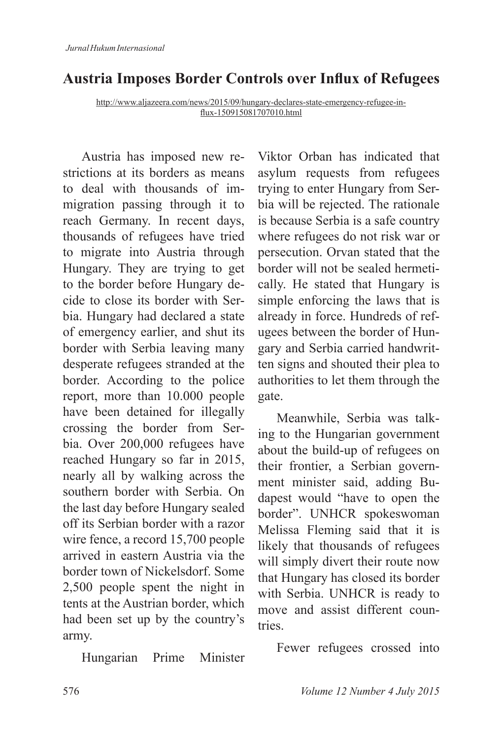## Austria Imposes Border Controls over Influx of Refugees

http://www.aljazeera.com/news/2015/09/hungary-declares-state-emergency-refugee-influx-150915081707010.html

Austria has imposed new restrictions at its borders as means to deal with thousands of immigration passing through it to reach Germany. In recent days, thousands of refugees have tried to migrate into Austria through Hungary. They are trying to get to the border before Hungary decide to close its border with Serbia. Hungary had declared a state of emergency earlier, and shut its border with Serbia leaving many desperate refugees stranded at the border. According to the police report, more than 10.000 people have been detained for illegally crossing the border from Serbia. Over 200,000 refugees have reached Hungary so far in 2015, nearly all by walking across the southern border with Serbia. On the last day before Hungary sealed off its Serbian border with a razor wire fence, a record 15,700 people arrived in eastern Austria via the border town of Nickelsdorf. Some 2,500 people spent the night in tents at the Austrian border, which had been set up by the country's army.

Hungarian Prime Minister Viktor Orban has indicated that asylum requests from refugees trying to enter Hungary from Serbia will be rejected. The rationale is because Serbia is a safe country where refugees do not risk war or persecution. Orvan stated that the border will not be sealed hermetically. He stated that Hungary is simple enforcing the laws that is already in force. Hundreds of refugees between the border of Hungary and Serbia carried handwritten signs and shouted their plea to authorities to let them through the gate.

Meanwhile, Serbia was talking to the Hungarian government about the build-up of refugees on their frontier, a Serbian government minister said, adding Budapest would "have to open the border". UNHCR spokeswoman Melissa Fleming said that it is likely that thousands of refugees will simply divert their route now that Hungary has closed its border with Serbia. UNHCR is ready to move and assist different countries.

Fewer refugees crossed into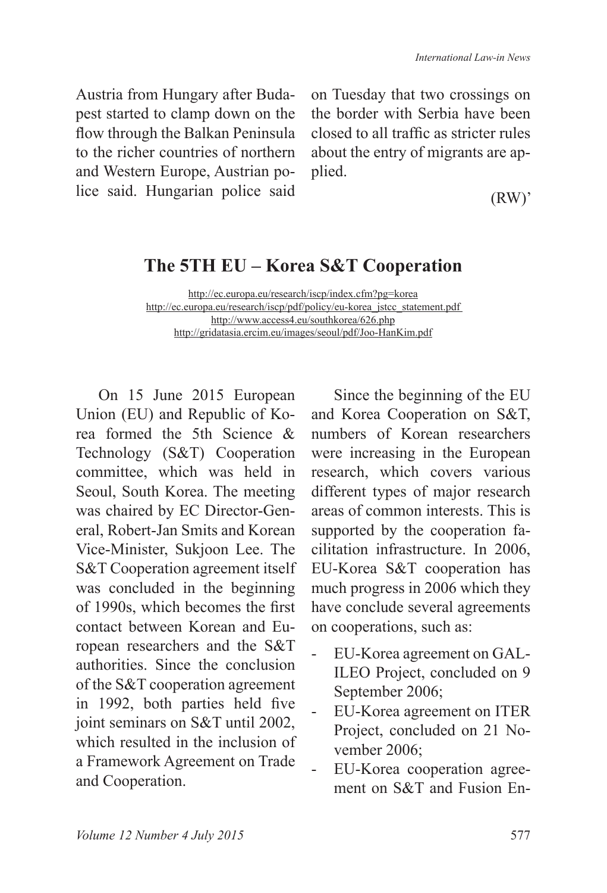Austria from Hungary after Budapest started to clamp down on the flow through the Balkan Peninsula to the richer countries of northern and Western Europe, Austrian police said. Hungarian police said on Tuesday that two crossings on the border with Serbia have been closed to all traffic as stricter rules about the entry of migrants are applied.

(RW)'

## The 5TH EU – Korea S&T Cooperation

http://ec.europa.eu/research/iscp/index.cfm?pg=korea
http://ec.europa.eu/research/iscp/pdf/policy/eu-korea_jstcc_statement.pdf
http://www.access4.eu/southkorea/626.php
http://gridatasia.ercim.eu/images/seoul/pdf/Joo-HanKim.pdf

On 15 June 2015 European Union (EU) and Republic of Korea formed the 5th Science & Technology (S&T) Cooperation committee, which was held in Seoul, South Korea. The meeting was chaired by EC Director-General, Robert-Jan Smits and Korean Vice-Minister, Sukjoon Lee. The S&T Cooperation agreement itself was concluded in the beginning of 1990s, which becomes the first contact between Korean and European researchers and the S&T authorities. Since the conclusion of the S&T cooperation agreement in 1992, both parties held five joint seminars on S&T until 2002, which resulted in the inclusion of a Framework Agreement on Trade and Cooperation.

Since the beginning of the EU and Korea Cooperation on S&T, numbers of Korean researchers were increasing in the European research, which covers various different types of major research areas of common interests. This is supported by the cooperation facilitation infrastructure. In 2006, EU-Korea S&T cooperation has much progress in 2006 which they have conclude several agreements on cooperations, such as:

- EU-Korea agreement on GALILEO Project, concluded on 9 September 2006;
- EU-Korea agreement on ITER Project, concluded on 21 November 2006;
- EU-Korea cooperation agreement on S&T and Fusion En-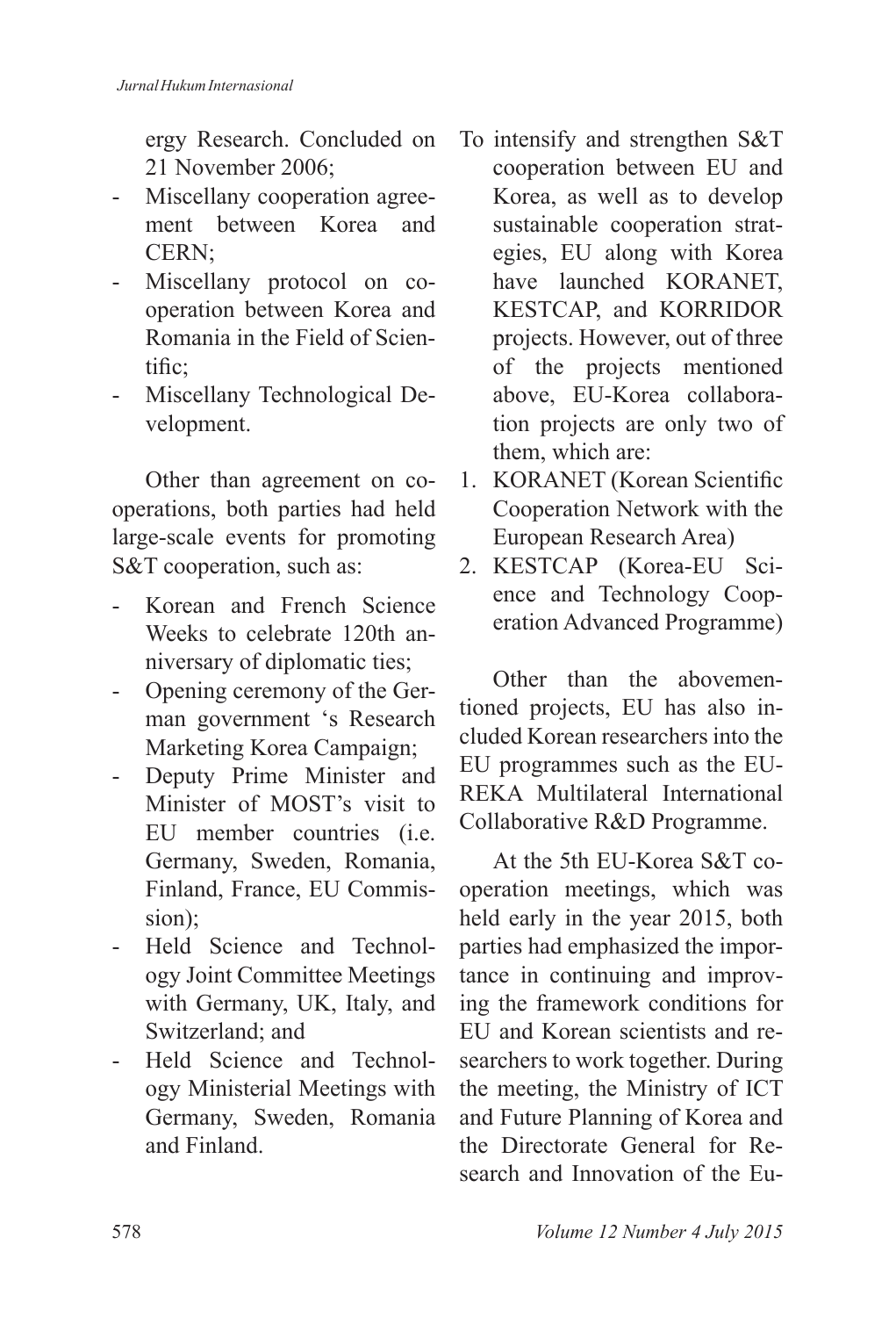ergy Research. Concluded on 21 November 2006;

- Miscellany cooperation agreement between Korea and CERN;
- Miscellany protocol on cooperation between Korea and Romania in the Field of Scientific;
- Miscellany Technological Development.

Other than agreement on cooperations, both parties had held large-scale events for promoting S&T cooperation, such as:

- Korean and French Science Weeks to celebrate 120th anniversary of diplomatic ties;
- Opening ceremony of the German government 's Research Marketing Korea Campaign;
- Deputy Prime Minister and Minister of MOST's visit to EU member countries (i.e. Germany, Sweden, Romania, Finland, France, EU Commission);
- Held Science and Technology Joint Committee Meetings with Germany, UK, Italy, and Switzerland; and
- Held Science and Technology Ministerial Meetings with Germany, Sweden, Romania and Finland.

To intensify and strengthen S&T cooperation between EU and Korea, as well as to develop sustainable cooperation strategies, EU along with Korea have launched KORANET, KESTCAP, and KORRIDOR projects. However, out of three of the projects mentioned above, EU-Korea collaboration projects are only two of them, which are:

1. KORANET (Korean Scientific Cooperation Network with the European Research Area)
2. KESTCAP (Korea-EU Science and Technology Cooperation Advanced Programme)

Other than the abovementioned projects, EU has also included Korean researchers into the EU programmes such as the EUREKA Multilateral International Collaborative R&D Programme.

At the 5th EU-Korea S&T cooperation meetings, which was held early in the year 2015, both parties had emphasized the importance in continuing and improving the framework conditions for EU and Korean scientists and researchers to work together. During the meeting, the Ministry of ICT and Future Planning of Korea and the Directorate General for Research and Innovation of the Eu-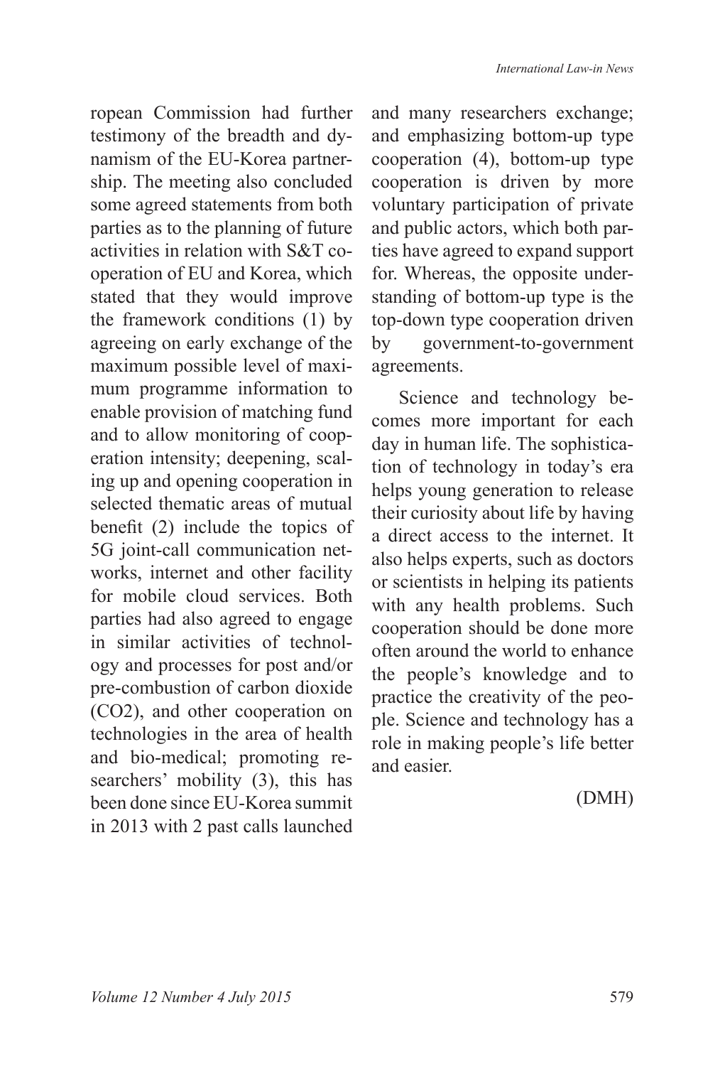ropean Commission had further testimony of the breadth and dynamism of the EU-Korea partnership. The meeting also concluded some agreed statements from both parties as to the planning of future activities in relation with S&T cooperation of EU and Korea, which stated that they would improve the framework conditions (1) by agreeing on early exchange of the maximum possible level of maximum programme information to enable provision of matching fund and to allow monitoring of cooperation intensity; deepening, scaling up and opening cooperation in selected thematic areas of mutual benefit (2) include the topics of 5G joint-call communication networks, internet and other facility for mobile cloud services. Both parties had also agreed to engage in similar activities of technology and processes for post and/or pre-combustion of carbon dioxide ($CO_2$), and other cooperation on technologies in the area of health and bio-medical; promoting researchers' mobility (3), this has been done since EU-Korea summit in 2013 with 2 past calls launched and many researchers exchange; and emphasizing bottom-up type cooperation (4), bottom-up type cooperation is driven by more voluntary participation of private and public actors, which both parties have agreed to expand support for. Whereas, the opposite understanding of bottom-up type is the top-down type cooperation driven by government-to-government agreements.

Science and technology becomes more important for each day in human life. The sophistication of technology in today's era helps young generation to release their curiosity about life by having a direct access to the internet. It also helps experts, such as doctors or scientists in helping its patients with any health problems. Such cooperation should be done more often around the world to enhance the people's knowledge and to practice the creativity of the people. Science and technology has a role in making people's life better and easier.

(DMH)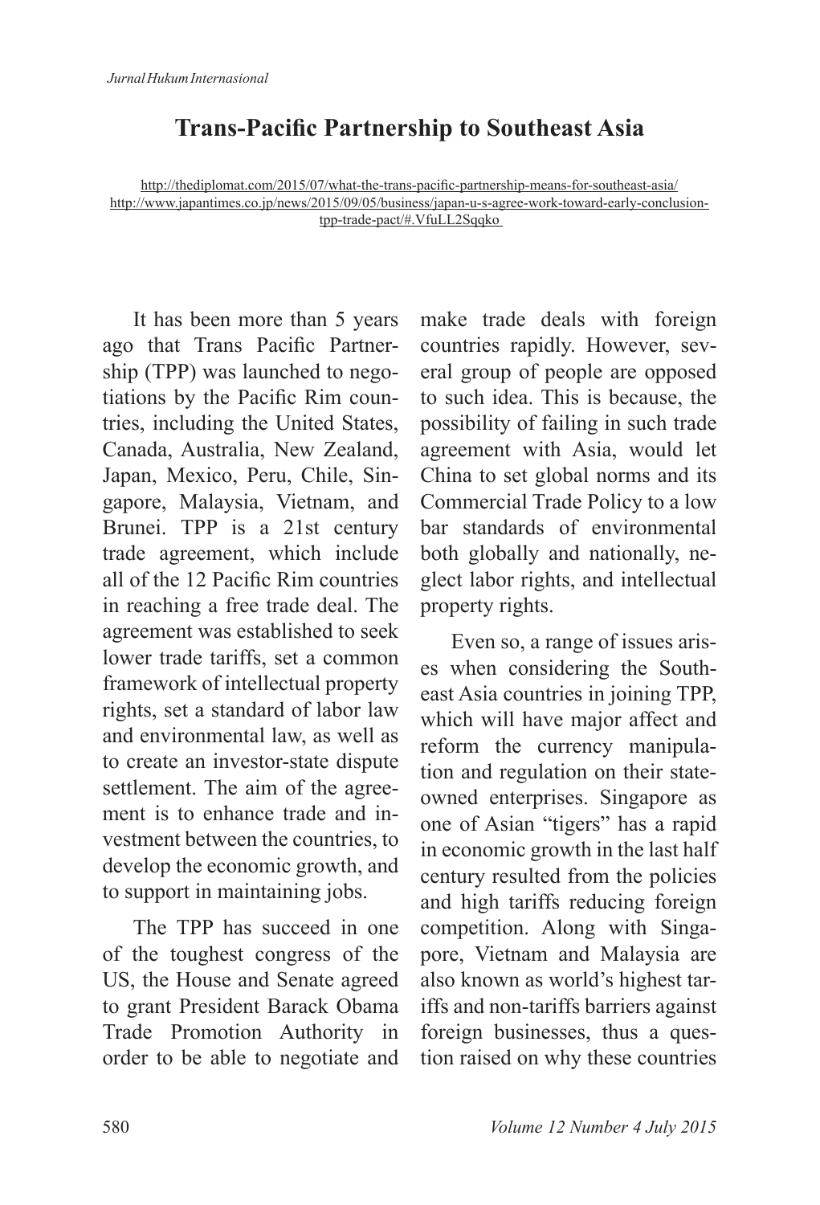# Trans-Pacific Partnership to Southeast Asia

http://thediplomat.com/2015/07/what-the-trans-pacific-partnership-means-for-southeast-asia/
http://www.japantimes.co.jp/news/2015/09/05/business/japan-u-s-agree-work-toward-early-conclusion-tpp-trade-pact/#.VfuLL2Sqqko

It has been more than 5 years ago that Trans Pacific Partnership (TPP) was launched to negotiations by the Pacific Rim countries, including the United States, Canada, Australia, New Zealand, Japan, Mexico, Peru, Chile, Singapore, Malaysia, Vietnam, and Brunei. TPP is a 21st century trade agreement, which include all of the 12 Pacific Rim countries in reaching a free trade deal. The agreement was established to seek lower trade tariffs, set a common framework of intellectual property rights, set a standard of labor law and environmental law, as well as to create an investor-state dispute settlement. The aim of the agreement is to enhance trade and investment between the countries, to develop the economic growth, and to support in maintaining jobs.

The TPP has succeed in one of the toughest congress of the US, the House and Senate agreed to grant President Barack Obama Trade Promotion Authority in order to be able to negotiate and make trade deals with foreign countries rapidly. However, several group of people are opposed to such idea. This is because, the possibility of failing in such trade agreement with Asia, would let China to set global norms and its Commercial Trade Policy to a low bar standards of environmental both globally and nationally, neglect labor rights, and intellectual property rights.

Even so, a range of issues arises when considering the Southeast Asia countries in joining TPP, which will have major affect and reform the currency manipulation and regulation on their state-owned enterprises. Singapore as one of Asian "tigers" has a rapid in economic growth in the last half century resulted from the policies and high tariffs reducing foreign competition. Along with Singapore, Vietnam and Malaysia are also known as world's highest tariffs and non-tariffs barriers against foreign businesses, thus a question raised on why these countries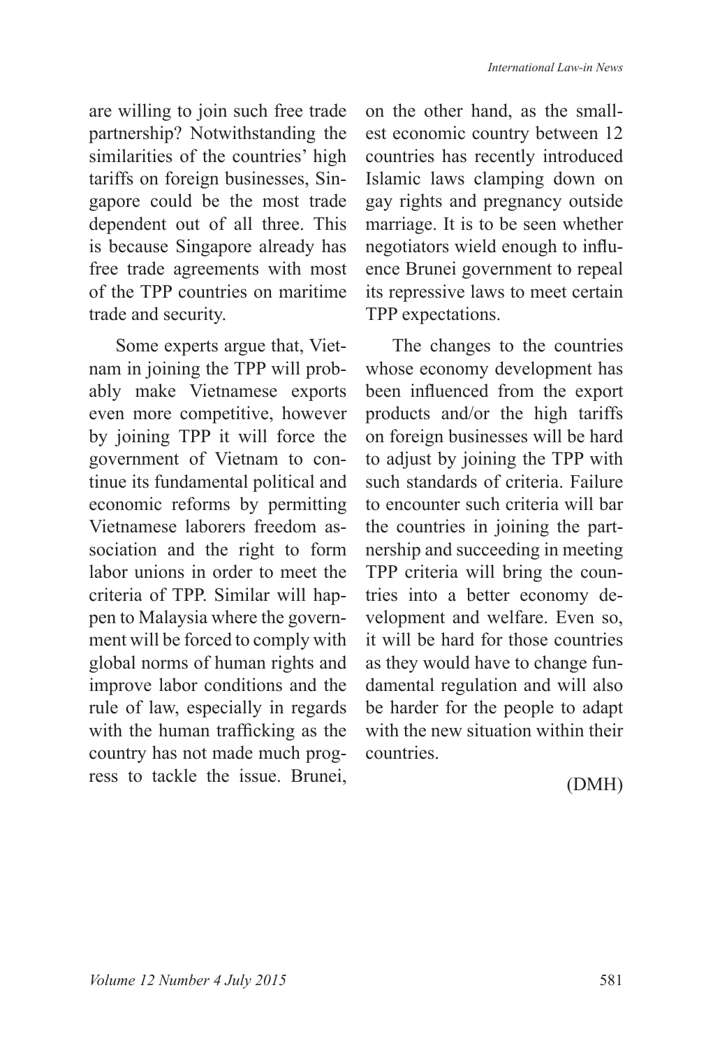are willing to join such free trade partnership? Notwithstanding the similarities of the countries' high tariffs on foreign businesses, Singapore could be the most trade dependent out of all three. This is because Singapore already has free trade agreements with most of the TPP countries on maritime trade and security.

Some experts argue that, Vietnam in joining the TPP will probably make Vietnamese exports even more competitive, however by joining TPP it will force the government of Vietnam to continue its fundamental political and economic reforms by permitting Vietnamese laborers freedom association and the right to form labor unions in order to meet the criteria of TPP. Similar will happen to Malaysia where the government will be forced to comply with global norms of human rights and improve labor conditions and the rule of law, especially in regards with the human trafficking as the country has not made much progress to tackle the issue. Brunei, on the other hand, as the smallest economic country between 12 countries has recently introduced Islamic laws clamping down on gay rights and pregnancy outside marriage. It is to be seen whether negotiators wield enough to influence Brunei government to repeal its repressive laws to meet certain TPP expectations.

The changes to the countries whose economy development has been influenced from the export products and/or the high tariffs on foreign businesses will be hard to adjust by joining the TPP with such standards of criteria. Failure to encounter such criteria will bar the countries in joining the partnership and succeeding in meeting TPP criteria will bring the countries into a better economy development and welfare. Even so, it will be hard for those countries as they would have to change fundamental regulation and will also be harder for the people to adapt with the new situation within their countries.

(DMH)